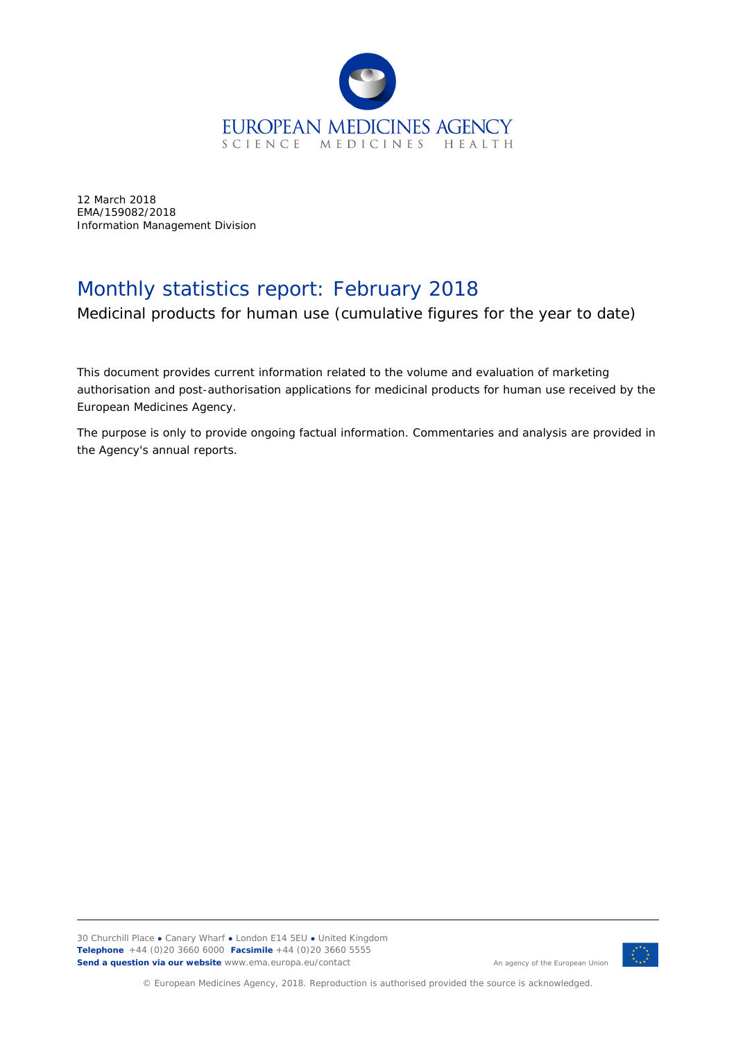EUROPEAN MEDICINES AGENCY
SCIENCE MEDICINES HEALTH

12 March 2018
EMA/159082/2018
Information Management Division

# Monthly statistics report: February 2018

Medicinal products for human use (cumulative figures for the year to date)

This document provides current information related to the volume and evaluation of marketing authorisation and post-authorisation applications for medicinal products for human use received by the European Medicines Agency.

The purpose is only to provide ongoing factual information. Commentaries and analysis are provided in the Agency's annual reports.

30 Churchill Place ● Canary Wharf ● London E14 5EU ● United Kingdom
**Telephone** +44 (0)20 3660 6000 **Facsimile** +44 (0)20 3660 5555
**Send a question via our website** www.ema.europa.eu/contact

An agency of the European Union

© European Medicines Agency, 2018. Reproduction is authorised provided the source is acknowledged.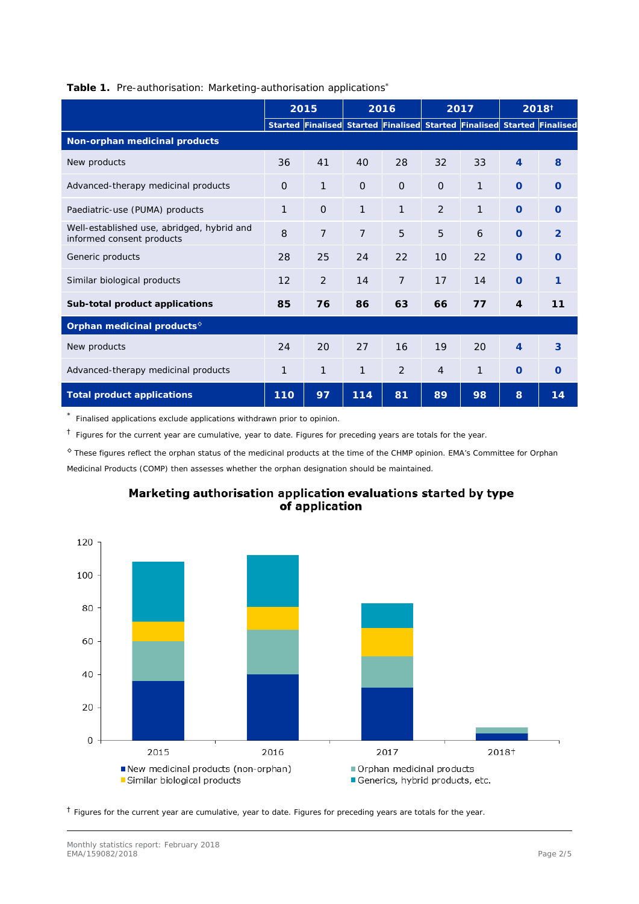**Table 1.** Pre-authorisation: Marketing-authorisation applications*

| | 2015 | | 2016 | | 2017 | | 2018† | |
|---|---|---|---|---|---|---|---|---|
| | Started | Finalised | Started | Finalised | Started | Finalised | Started | Finalised |
| **Non-orphan medicinal products** | | | | | | | | |
| New products | 36 | 41 | 40 | 28 | 32 | 33 | **4** | **8** |
| Advanced-therapy medicinal products | 0 | 1 | 0 | 0 | 0 | 1 | **0** | **0** |
| Paediatric-use (PUMA) products | 1 | 0 | 1 | 1 | 2 | 1 | **0** | **0** |
| Well-established use, abridged, hybrid and informed consent products | 8 | 7 | 7 | 5 | 5 | 6 | **0** | **2** |
| Generic products | 28 | 25 | 24 | 22 | 10 | 22 | **0** | **0** |
| Similar biological products | 12 | 2 | 14 | 7 | 17 | 14 | **0** | **1** |
| **Sub-total product applications** | **85** | **76** | **86** | **63** | **66** | **77** | **4** | **11** |
| **Orphan medicinal products◊** | | | | | | | | |
| New products | 24 | 20 | 27 | 16 | 19 | 20 | **4** | **3** |
| Advanced-therapy medicinal products | 1 | 1 | 1 | 2 | 4 | 1 | **0** | **0** |
| **Total product applications** | **110** | **97** | **114** | **81** | **89** | **98** | **8** | **14** |

* Finalised applications exclude applications withdrawn prior to opinion.

† Figures for the current year are cumulative, year to date. Figures for preceding years are totals for the year.

◊ These figures reflect the orphan status of the medicinal products at the time of the CHMP opinion. EMA's Committee for Orphan Medicinal Products (COMP) then assesses whether the orphan designation should be maintained.

**Marketing authorisation application evaluations started by type of application**

| | New medicinal products (non-orphan) | Orphan medicinal products | Similar biological products | Generics, hybrid products, etc. |
|---|---|---|---|---|
| 2015 | 36 | 24 | 12 | 36 |
| 2016 | 40 | 27 | 14 | 31 |
| 2017 | 32 | 19 | 17 | 15 |
| 2018† | 4 | 4 | 0 | 0 |

† Figures for the current year are cumulative, year to date. Figures for preceding years are totals for the year.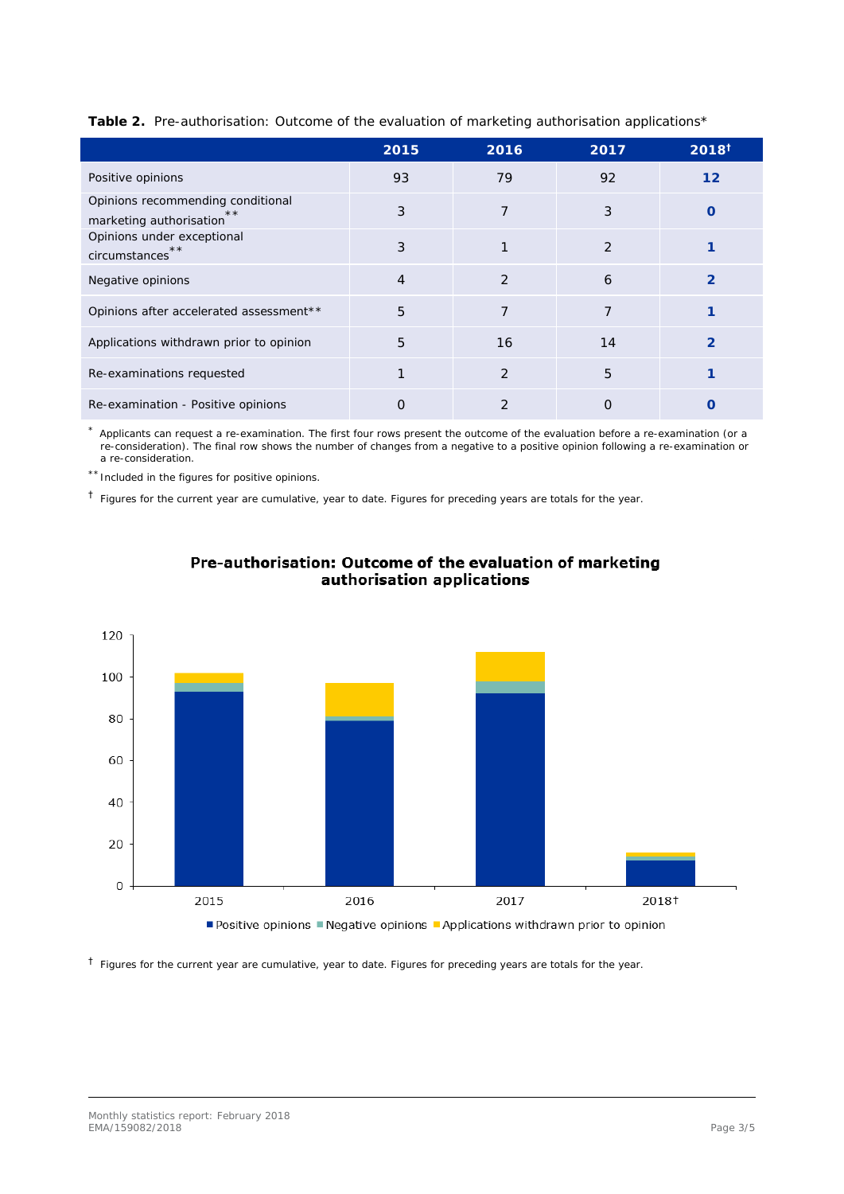**Table 2.** Pre-authorisation: Outcome of the evaluation of marketing authorisation applications*

| | 2015 | 2016 | 2017 | 2018† |
|---|---|---|---|---|
| Positive opinions | 93 | 79 | 92 | **12** |
| Opinions recommending conditional marketing authorisation** | 3 | 7 | 3 | **0** |
| Opinions under exceptional circumstances** | 3 | 1 | 2 | **1** |
| Negative opinions | 4 | 2 | 6 | **2** |
| Opinions after accelerated assessment** | 5 | 7 | 7 | **1** |
| Applications withdrawn prior to opinion | 5 | 16 | 14 | **2** |
| Re-examinations requested | 1 | 2 | 5 | **1** |
| Re-examination - Positive opinions | 0 | 2 | 0 | **0** |

* Applicants can request a re-examination. The first four rows present the outcome of the evaluation before a re-examination (or a re-consideration). The final row shows the number of changes from a negative to a positive opinion following a re-examination or a re-consideration.

** Included in the figures for positive opinions.

† Figures for the current year are cumulative, year to date. Figures for preceding years are totals for the year.

**Pre-authorisation: Outcome of the evaluation of marketing authorisation applications**

† Figures for the current year are cumulative, year to date. Figures for preceding years are totals for the year.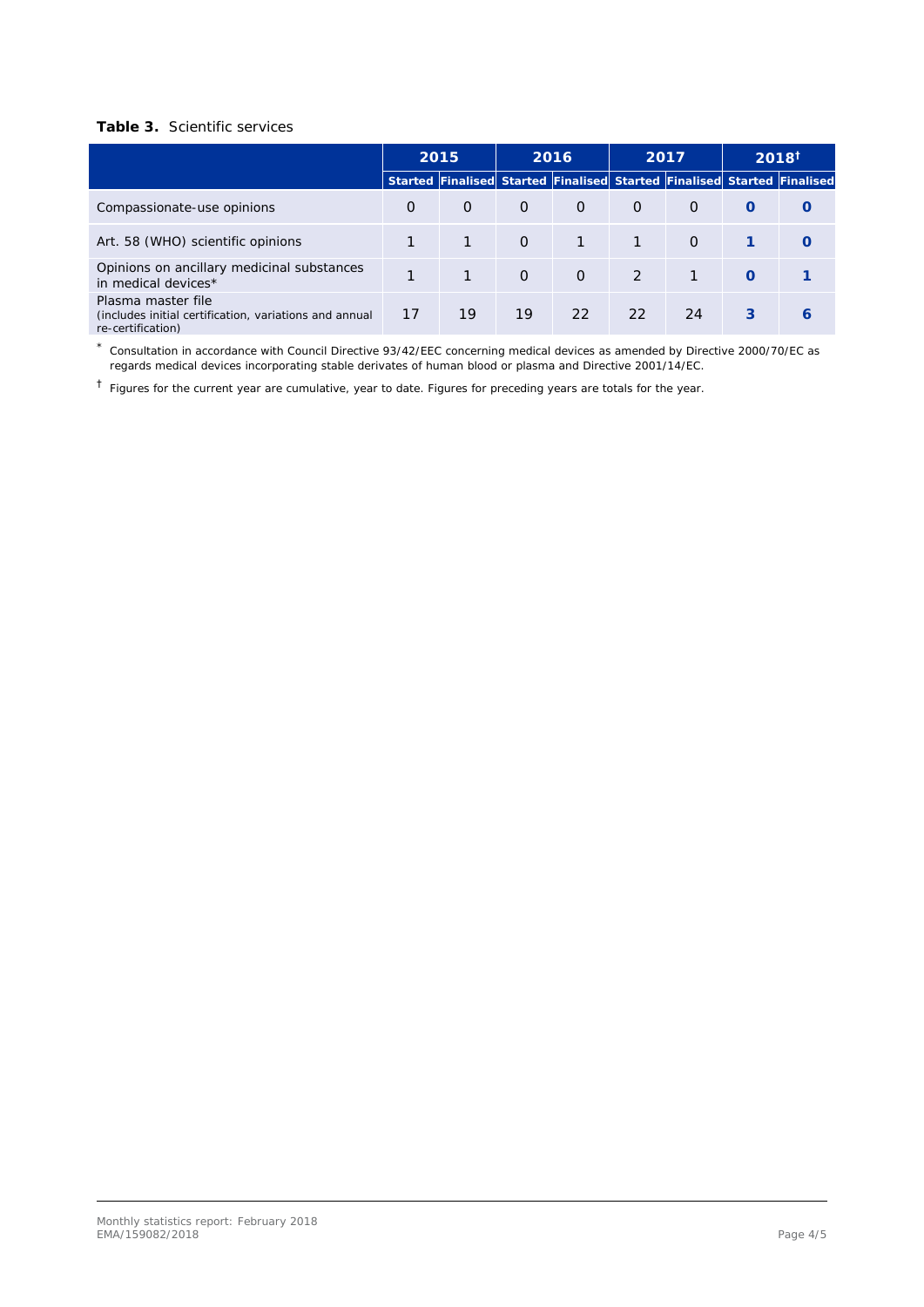**Table 3.** Scientific services

| | 2015 | | 2016 | | 2017 | | 2018[†] | |
|---|---|---|---|---|---|---|---|---|
| | Started | Finalised | Started | Finalised | Started | Finalised | Started | Finalised |
| Compassionate-use opinions | 0 | 0 | 0 | 0 | 0 | 0 | **0** | **0** |
| Art. 58 (WHO) scientific opinions | 1 | 1 | 0 | 1 | 1 | 0 | **1** | **0** |
| Opinions on ancillary medicinal substances in medical devices* | 1 | 1 | 0 | 0 | 2 | 1 | **0** | **1** |
| Plasma master file (includes initial certification, variations and annual re-certification) | 17 | 19 | 19 | 22 | 22 | 24 | **3** | **6** |

\* Consultation in accordance with Council Directive 93/42/EEC concerning medical devices as amended by Directive 2000/70/EC as regards medical devices incorporating stable derivates of human blood or plasma and Directive 2001/14/EC.

† Figures for the current year are cumulative, year to date. Figures for preceding years are totals for the year.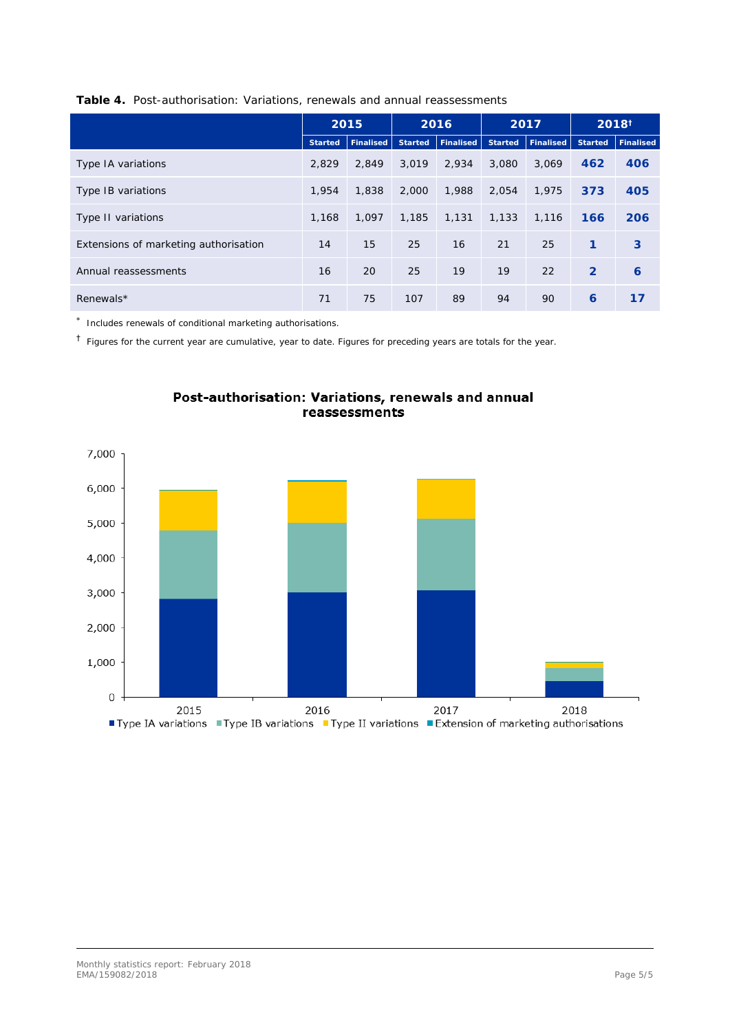**Table 4.** Post-authorisation: Variations, renewals and annual reassessments

| | 2015 | | 2016 | | 2017 | | 2018† | |
|---|---|---|---|---|---|---|---|---|
| | Started | Finalised | Started | Finalised | Started | Finalised | Started | Finalised |
| Type IA variations | 2,829 | 2,849 | 3,019 | 2,934 | 3,080 | 3,069 | **462** | **406** |
| Type IB variations | 1,954 | 1,838 | 2,000 | 1,988 | 2,054 | 1,975 | **373** | **405** |
| Type II variations | 1,168 | 1,097 | 1,185 | 1,131 | 1,133 | 1,116 | **166** | **206** |
| Extensions of marketing authorisation | 14 | 15 | 25 | 16 | 21 | 25 | **1** | **3** |
| Annual reassessments | 16 | 20 | 25 | 19 | 19 | 22 | **2** | **6** |
| Renewals* | 71 | 75 | 107 | 89 | 94 | 90 | **6** | **17** |

* Includes renewals of conditional marketing authorisations.

† Figures for the current year are cumulative, year to date. Figures for preceding years are totals for the year.

**Post-authorisation: Variations, renewals and annual reassessments**

7,000
6,000
5,000
4,000
3,000
2,000
1,000
0

2015
2016
2017
2018

Type IA variations
Type IB variations
Type II variations
Extension of marketing authorisations